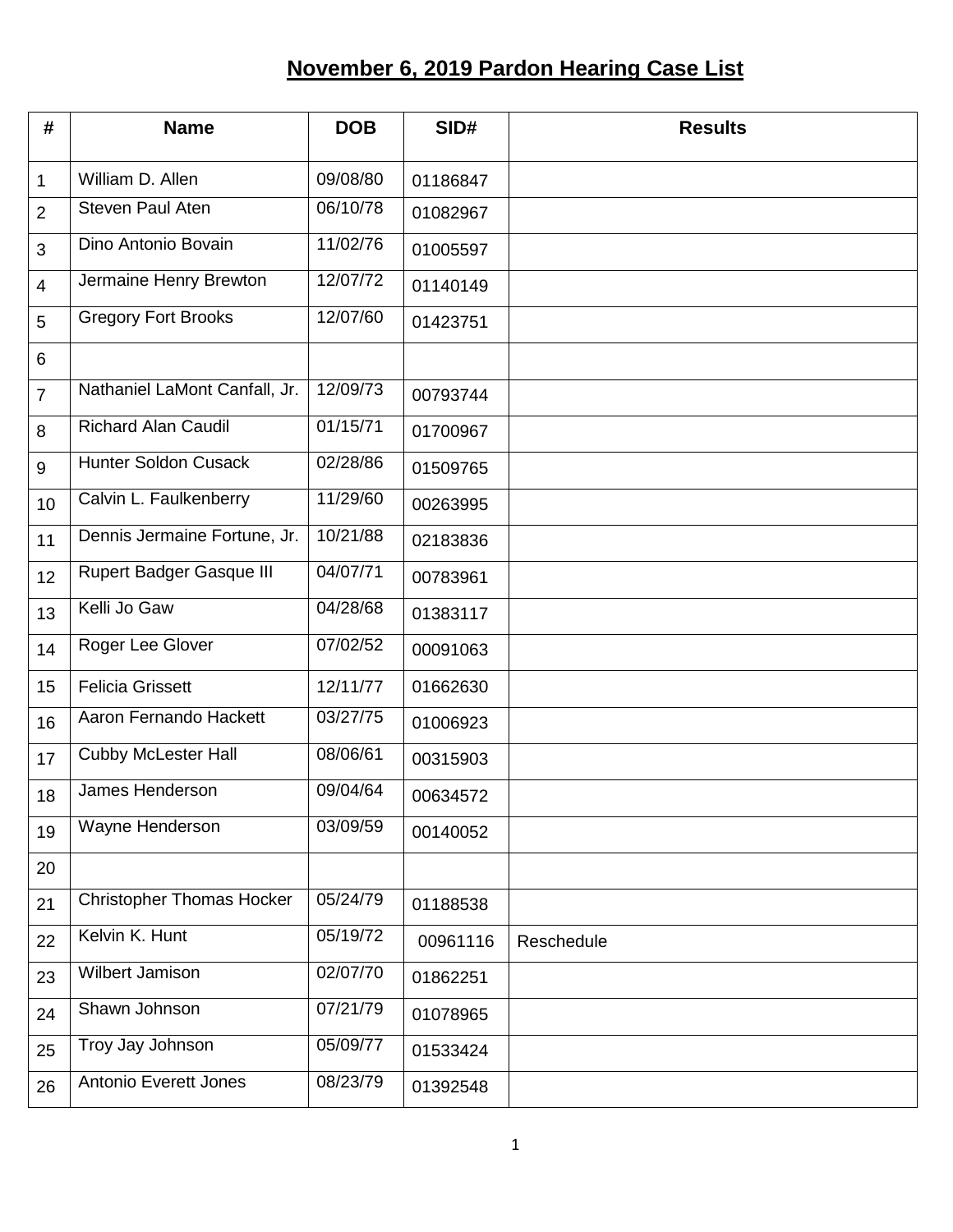# November 6, 2019 Pardon Hearing Case List

| # | Name | DOB | SID# | Results |
|---|---|---|---|---|
| 1 | William D. Allen | 09/08/80 | 01186847 | |
| 2 | Steven Paul Aten | 06/10/78 | 01082967 | |
| 3 | Dino Antonio Bovain | 11/02/76 | 01005597 | |
| 4 | Jermaine Henry Brewton | 12/07/72 | 01140149 | |
| 5 | Gregory Fort Brooks | 12/07/60 | 01423751 | |
| 6 | | | | |
| 7 | Nathaniel LaMont Canfall, Jr. | 12/09/73 | 00793744 | |
| 8 | Richard Alan Caudil | 01/15/71 | 01700967 | |
| 9 | Hunter Soldon Cusack | 02/28/86 | 01509765 | |
| 10 | Calvin L. Faulkenberry | 11/29/60 | 00263995 | |
| 11 | Dennis Jermaine Fortune, Jr. | 10/21/88 | 02183836 | |
| 12 | Rupert Badger Gasque III | 04/07/71 | 00783961 | |
| 13 | Kelli Jo Gaw | 04/28/68 | 01383117 | |
| 14 | Roger Lee Glover | 07/02/52 | 00091063 | |
| 15 | Felicia Grissett | 12/11/77 | 01662630 | |
| 16 | Aaron Fernando Hackett | 03/27/75 | 01006923 | |
| 17 | Cubby McLester Hall | 08/06/61 | 00315903 | |
| 18 | James Henderson | 09/04/64 | 00634572 | |
| 19 | Wayne Henderson | 03/09/59 | 00140052 | |
| 20 | | | | |
| 21 | Christopher Thomas Hocker | 05/24/79 | 01188538 | |
| 22 | Kelvin K. Hunt | 05/19/72 | 00961116 | Reschedule |
| 23 | Wilbert Jamison | 02/07/70 | 01862251 | |
| 24 | Shawn Johnson | 07/21/79 | 01078965 | |
| 25 | Troy Jay Johnson | 05/09/77 | 01533424 | |
| 26 | Antonio Everett Jones | 08/23/79 | 01392548 | |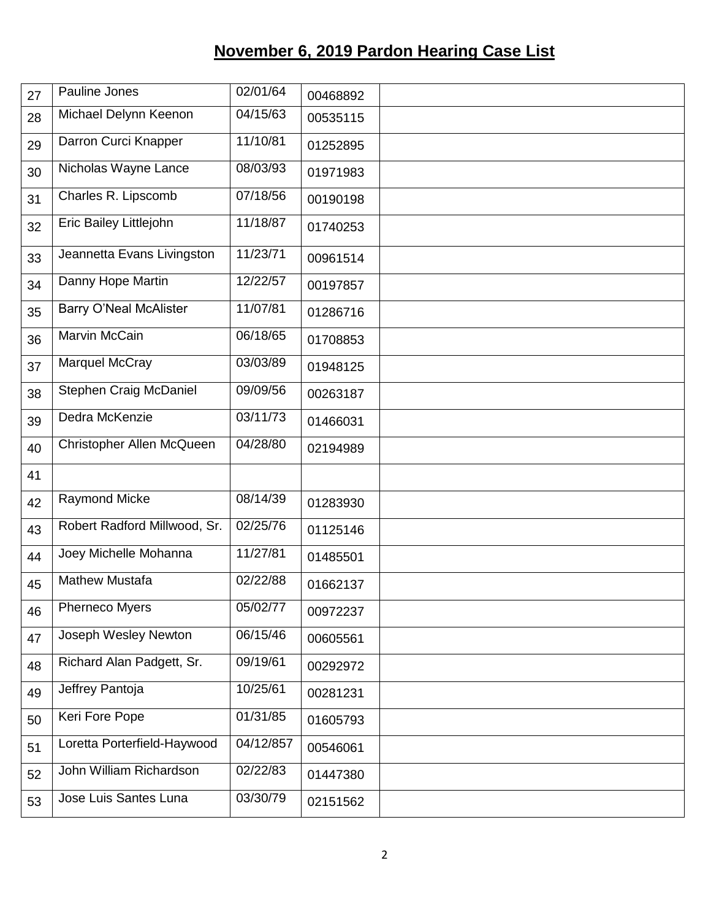# November 6, 2019 Pardon Hearing Case List

| | | | | |
|---|---|---|---|---|
| 27 | Pauline Jones | 02/01/64 | 00468892 | |
| 28 | Michael Delynn Keenon | 04/15/63 | 00535115 | |
| 29 | Darron Curci Knapper | 11/10/81 | 01252895 | |
| 30 | Nicholas Wayne Lance | 08/03/93 | 01971983 | |
| 31 | Charles R. Lipscomb | 07/18/56 | 00190198 | |
| 32 | Eric Bailey Littlejohn | 11/18/87 | 01740253 | |
| 33 | Jeannetta Evans Livingston | 11/23/71 | 00961514 | |
| 34 | Danny Hope Martin | 12/22/57 | 00197857 | |
| 35 | Barry O'Neal McAlister | 11/07/81 | 01286716 | |
| 36 | Marvin McCain | 06/18/65 | 01708853 | |
| 37 | Marquel McCray | 03/03/89 | 01948125 | |
| 38 | Stephen Craig McDaniel | 09/09/56 | 00263187 | |
| 39 | Dedra McKenzie | 03/11/73 | 01466031 | |
| 40 | Christopher Allen McQueen | 04/28/80 | 02194989 | |
| 41 | | | | |
| 42 | Raymond Micke | 08/14/39 | 01283930 | |
| 43 | Robert Radford Millwood, Sr. | 02/25/76 | 01125146 | |
| 44 | Joey Michelle Mohanna | 11/27/81 | 01485501 | |
| 45 | Mathew Mustafa | 02/22/88 | 01662137 | |
| 46 | Pherneco Myers | 05/02/77 | 00972237 | |
| 47 | Joseph Wesley Newton | 06/15/46 | 00605561 | |
| 48 | Richard Alan Padgett, Sr. | 09/19/61 | 00292972 | |
| 49 | Jeffrey Pantoja | 10/25/61 | 00281231 | |
| 50 | Keri Fore Pope | 01/31/85 | 01605793 | |
| 51 | Loretta Porterfield-Haywood | 04/12/857 | 00546061 | |
| 52 | John William Richardson | 02/22/83 | 01447380 | |
| 53 | Jose Luis Santes Luna | 03/30/79 | 02151562 | |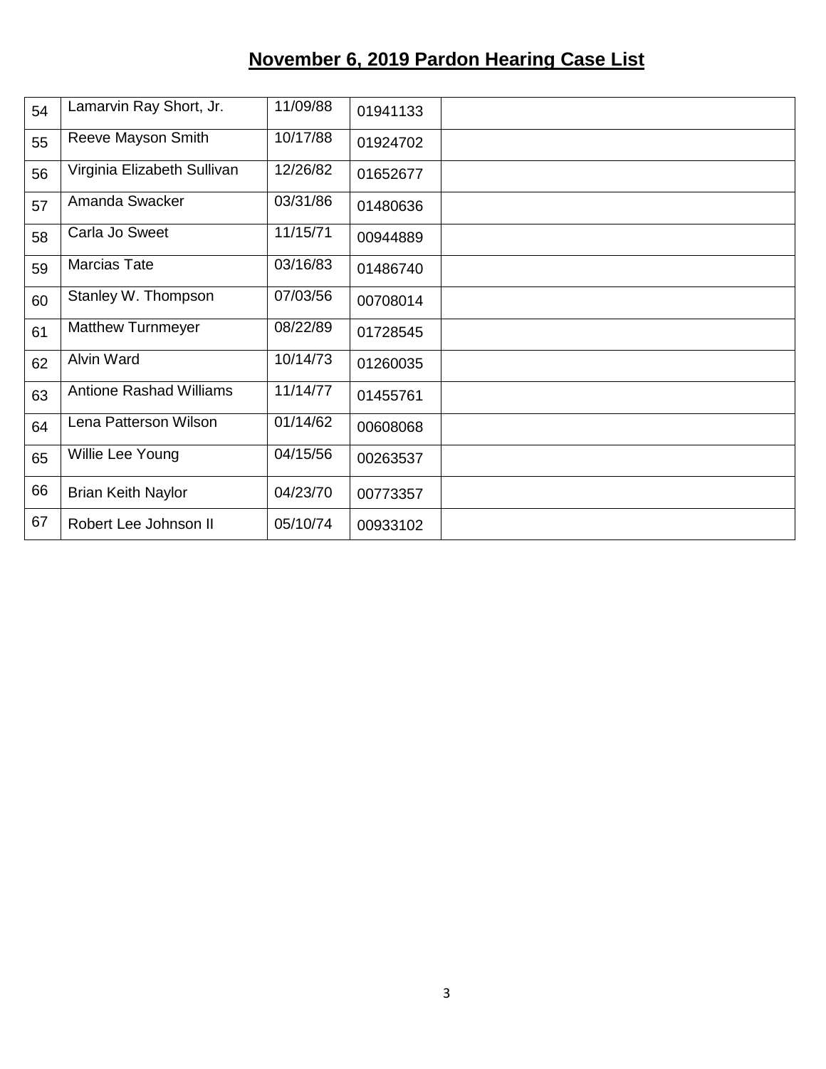## November 6, 2019 Pardon Hearing Case List

| | | | | |
|---|---|---|---|---|
| 54 | Lamarvin Ray Short, Jr. | 11/09/88 | 01941133 | |
| 55 | Reeve Mayson Smith | 10/17/88 | 01924702 | |
| 56 | Virginia Elizabeth Sullivan | 12/26/82 | 01652677 | |
| 57 | Amanda Swacker | 03/31/86 | 01480636 | |
| 58 | Carla Jo Sweet | 11/15/71 | 00944889 | |
| 59 | Marcias Tate | 03/16/83 | 01486740 | |
| 60 | Stanley W. Thompson | 07/03/56 | 00708014 | |
| 61 | Matthew Turnmeyer | 08/22/89 | 01728545 | |
| 62 | Alvin Ward | 10/14/73 | 01260035 | |
| 63 | Antione Rashad Williams | 11/14/77 | 01455761 | |
| 64 | Lena Patterson Wilson | 01/14/62 | 00608068 | |
| 65 | Willie Lee Young | 04/15/56 | 00263537 | |
| 66 | Brian Keith Naylor | 04/23/70 | 00773357 | |
| 67 | Robert Lee Johnson II | 05/10/74 | 00933102 | |